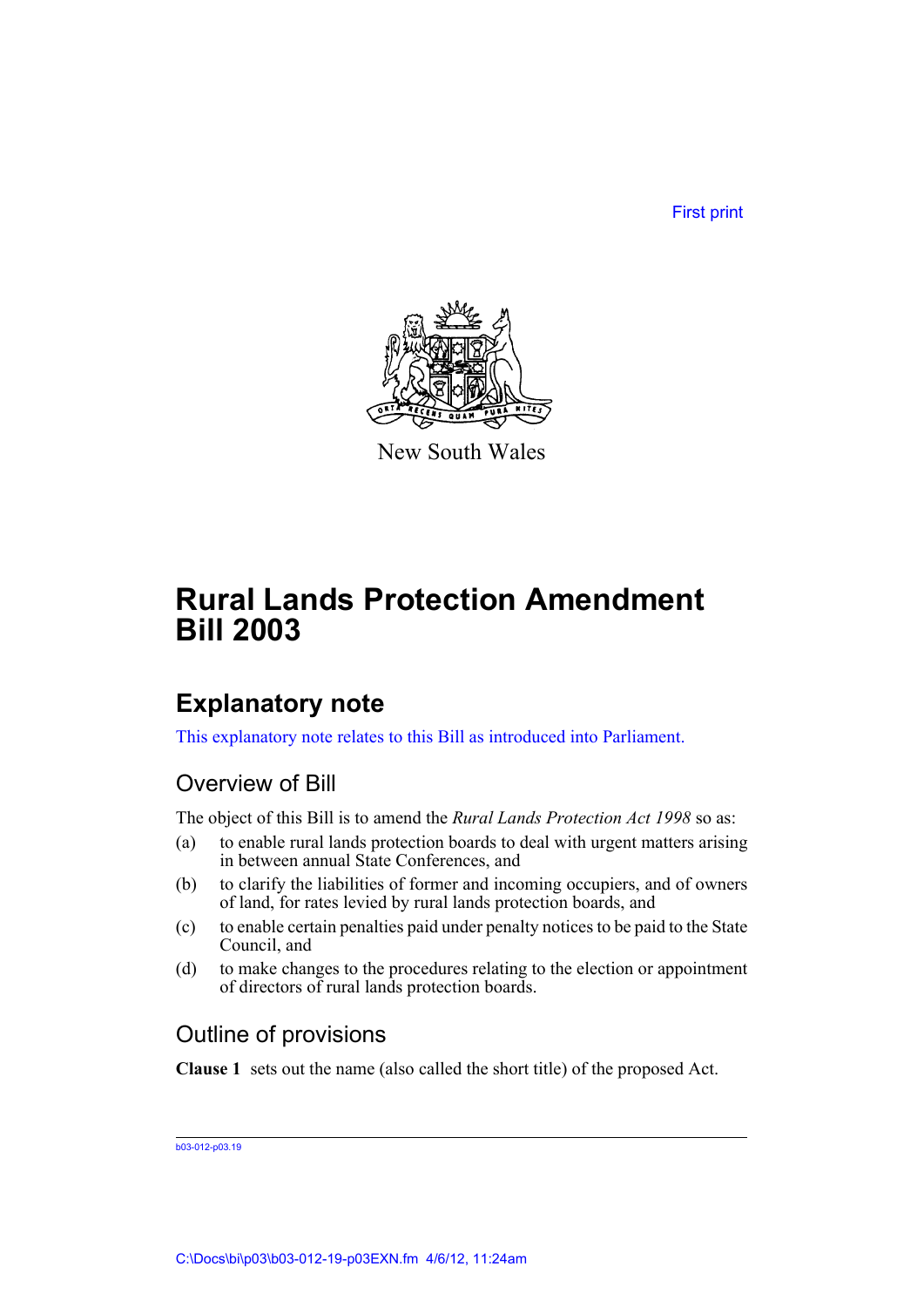First print

New South Wales

# Rural Lands Protection Amendment Bill 2003

## Explanatory note

This explanatory note relates to this Bill as introduced into Parliament.

### Overview of Bill

The object of this Bill is to amend the *Rural Lands Protection Act 1998* so as:

(a) to enable rural lands protection boards to deal with urgent matters arising in between annual State Conferences, and

(b) to clarify the liabilities of former and incoming occupiers, and of owners of land, for rates levied by rural lands protection boards, and

(c) to enable certain penalties paid under penalty notices to be paid to the State Council, and

(d) to make changes to the procedures relating to the election or appointment of directors of rural lands protection boards.

### Outline of provisions

**Clause 1** sets out the name (also called the short title) of the proposed Act.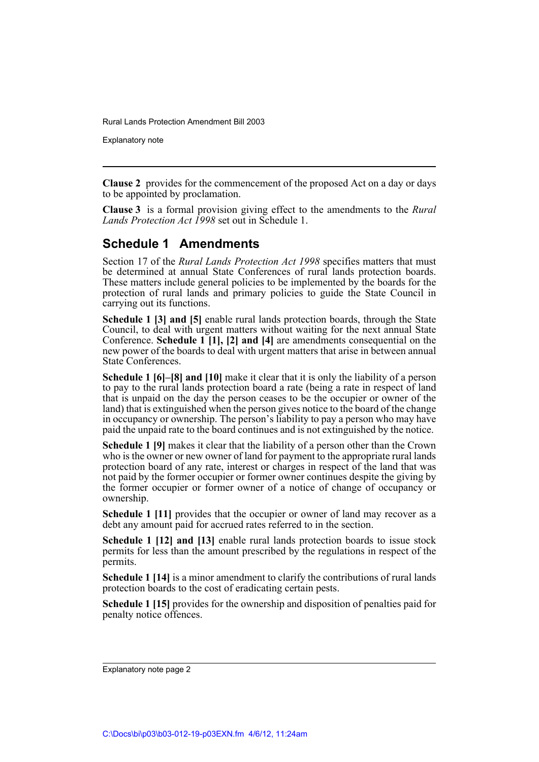**Clause 2** provides for the commencement of the proposed Act on a day or days to be appointed by proclamation.

**Clause 3** is a formal provision giving effect to the amendments to the *Rural Lands Protection Act 1998* set out in Schedule 1.

## Schedule 1 Amendments

Section 17 of the *Rural Lands Protection Act 1998* specifies matters that must be determined at annual State Conferences of rural lands protection boards. These matters include general policies to be implemented by the boards for the protection of rural lands and primary policies to guide the State Council in carrying out its functions.

**Schedule 1 [3] and [5]** enable rural lands protection boards, through the State Council, to deal with urgent matters without waiting for the next annual State Conference. **Schedule 1 [1], [2] and [4]** are amendments consequential on the new power of the boards to deal with urgent matters that arise in between annual State Conferences.

**Schedule 1 [6]–[8] and [10]** make it clear that it is only the liability of a person to pay to the rural lands protection board a rate (being a rate in respect of land that is unpaid on the day the person ceases to be the occupier or owner of the land) that is extinguished when the person gives notice to the board of the change in occupancy or ownership. The person's liability to pay a person who may have paid the unpaid rate to the board continues and is not extinguished by the notice.

**Schedule 1 [9]** makes it clear that the liability of a person other than the Crown who is the owner or new owner of land for payment to the appropriate rural lands protection board of any rate, interest or charges in respect of the land that was not paid by the former occupier or former owner continues despite the giving by the former occupier or former owner of a notice of change of occupancy or ownership.

**Schedule 1 [11]** provides that the occupier or owner of land may recover as a debt any amount paid for accrued rates referred to in the section.

**Schedule 1 [12] and [13]** enable rural lands protection boards to issue stock permits for less than the amount prescribed by the regulations in respect of the permits.

**Schedule 1 [14]** is a minor amendment to clarify the contributions of rural lands protection boards to the cost of eradicating certain pests.

**Schedule 1 [15]** provides for the ownership and disposition of penalties paid for penalty notice offences.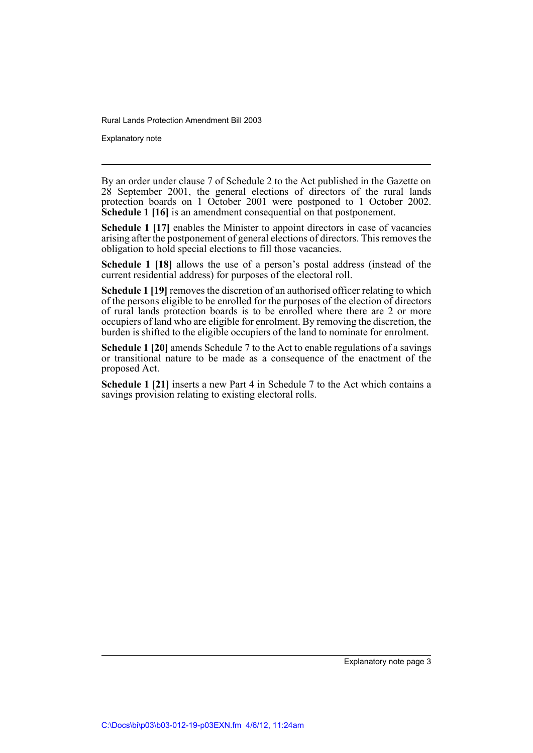By an order under clause 7 of Schedule 2 to the Act published in the Gazette on 28 September 2001, the general elections of directors of the rural lands protection boards on 1 October 2001 were postponed to 1 October 2002. **Schedule 1 [16]** is an amendment consequential on that postponement.

**Schedule 1 [17]** enables the Minister to appoint directors in case of vacancies arising after the postponement of general elections of directors. This removes the obligation to hold special elections to fill those vacancies.

**Schedule 1 [18]** allows the use of a person's postal address (instead of the current residential address) for purposes of the electoral roll.

**Schedule 1 [19]** removes the discretion of an authorised officer relating to which of the persons eligible to be enrolled for the purposes of the election of directors of rural lands protection boards is to be enrolled where there are 2 or more occupiers of land who are eligible for enrolment. By removing the discretion, the burden is shifted to the eligible occupiers of the land to nominate for enrolment.

**Schedule 1 [20]** amends Schedule 7 to the Act to enable regulations of a savings or transitional nature to be made as a consequence of the enactment of the proposed Act.

**Schedule 1 [21]** inserts a new Part 4 in Schedule 7 to the Act which contains a savings provision relating to existing electoral rolls.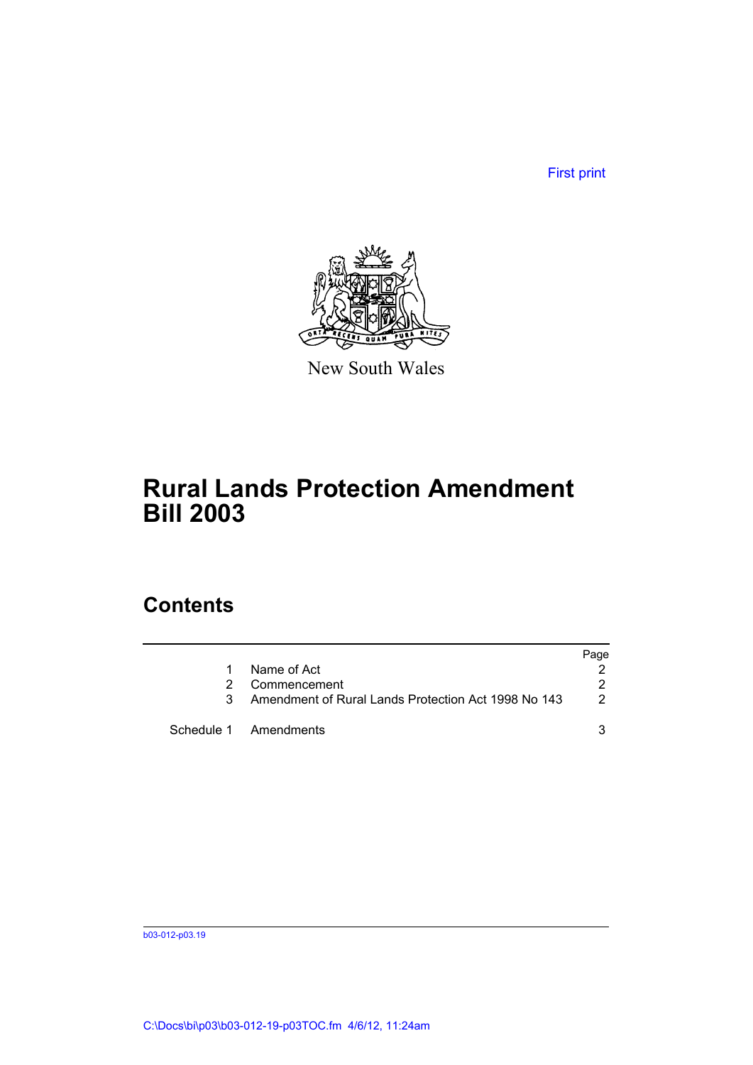First print

New South Wales

# Rural Lands Protection Amendment Bill 2003

## Contents

| | | Page |
|---|---|---|
| 1 | Name of Act | 2 |
| 2 | Commencement | 2 |
| 3 | Amendment of Rural Lands Protection Act 1998 No 143 | 2 |
| Schedule 1 | Amendments | 3 |

b03-012-p03.19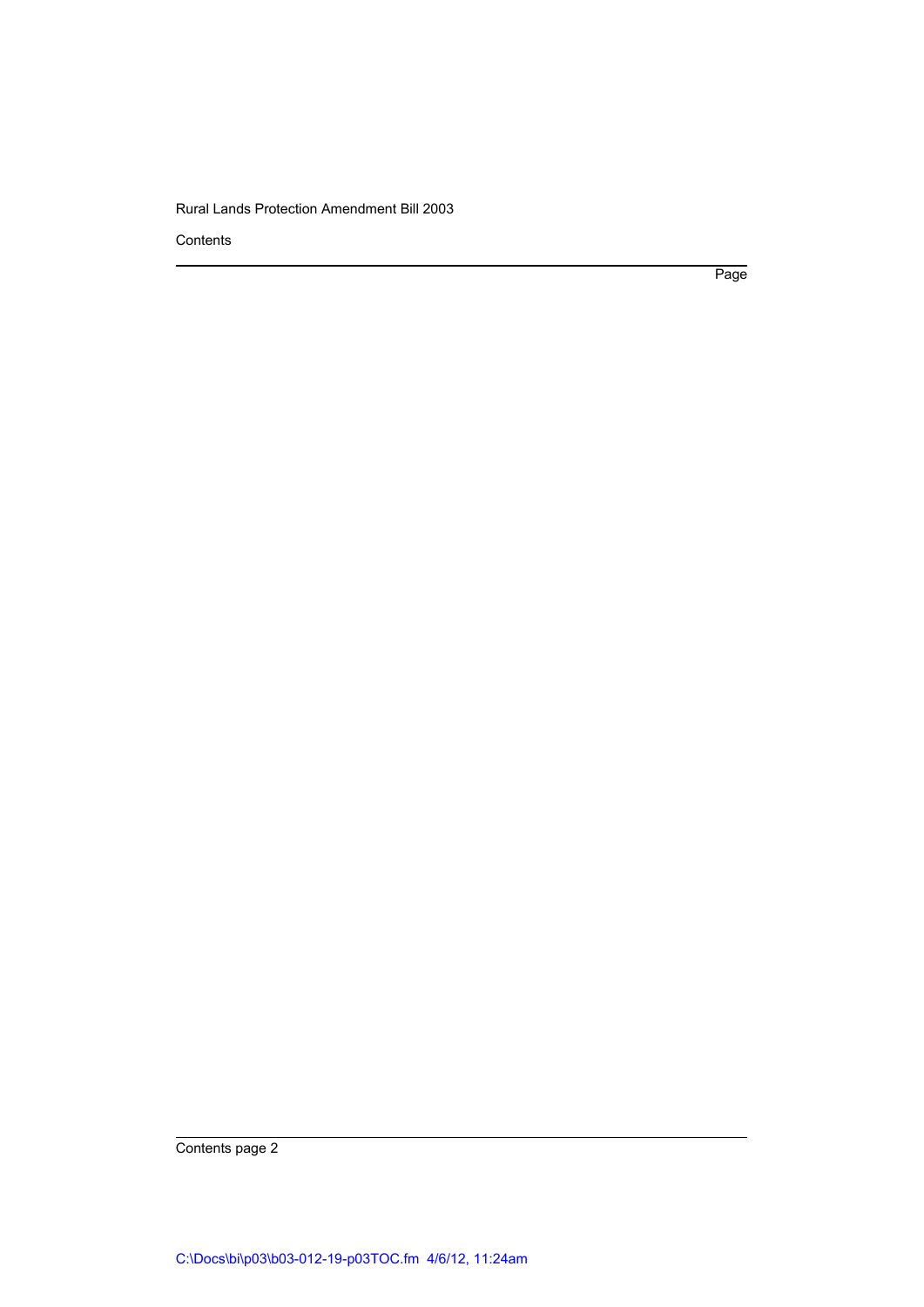Contents

Page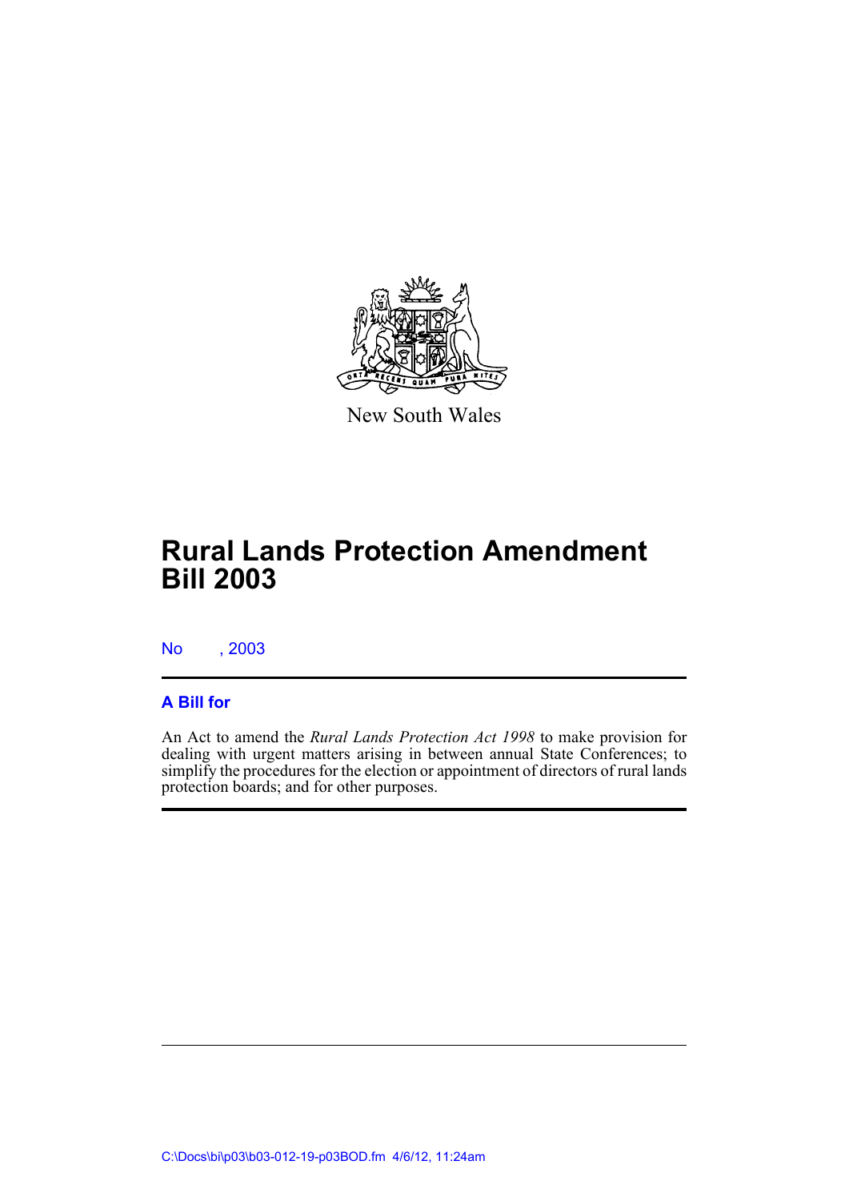New South Wales

# Rural Lands Protection Amendment Bill 2003

No , 2003

## A Bill for

An Act to amend the *Rural Lands Protection Act 1998* to make provision for dealing with urgent matters arising in between annual State Conferences; to simplify the procedures for the election or appointment of directors of rural lands protection boards; and for other purposes.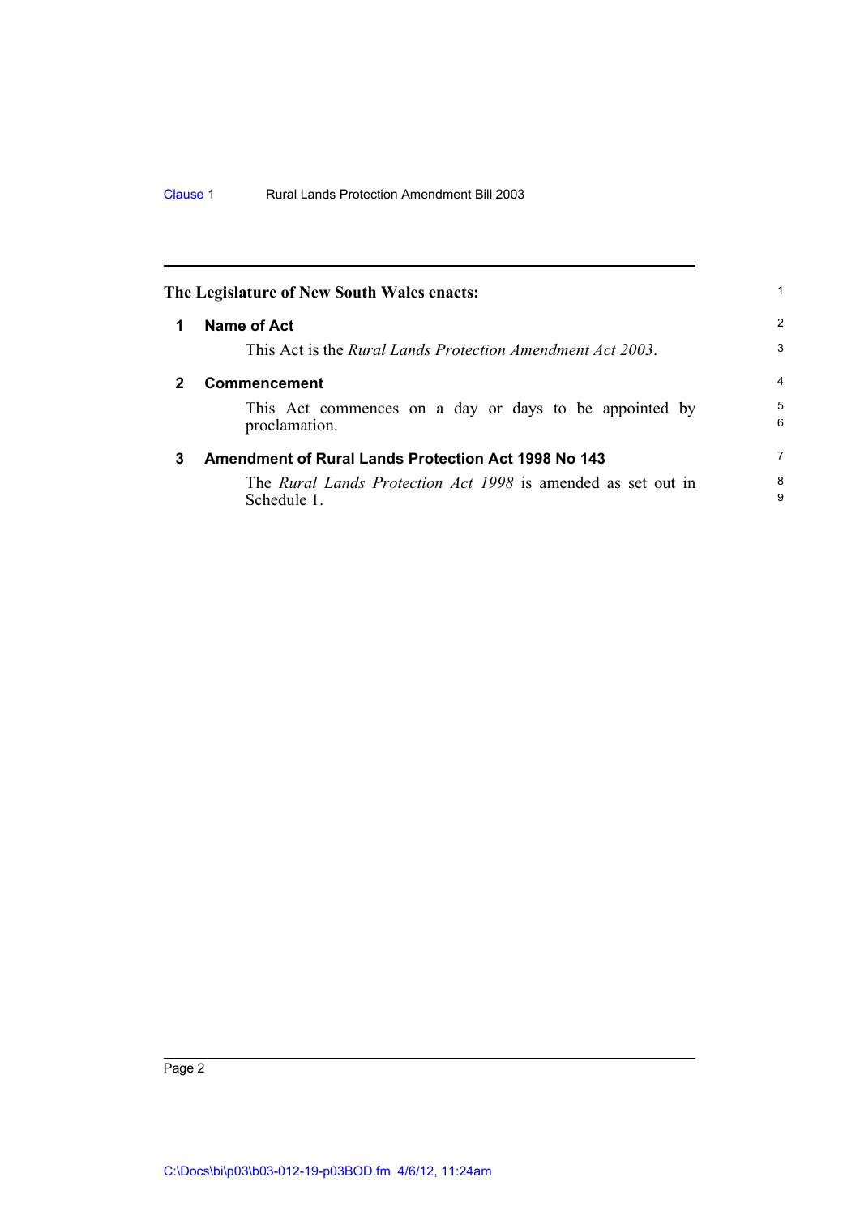**The Legislature of New South Wales enacts:**

## 1 Name of Act

This Act is the *Rural Lands Protection Amendment Act 2003*.

## 2 Commencement

This Act commences on a day or days to be appointed by proclamation.

## 3 Amendment of Rural Lands Protection Act 1998 No 143

The *Rural Lands Protection Act 1998* is amended as set out in Schedule 1.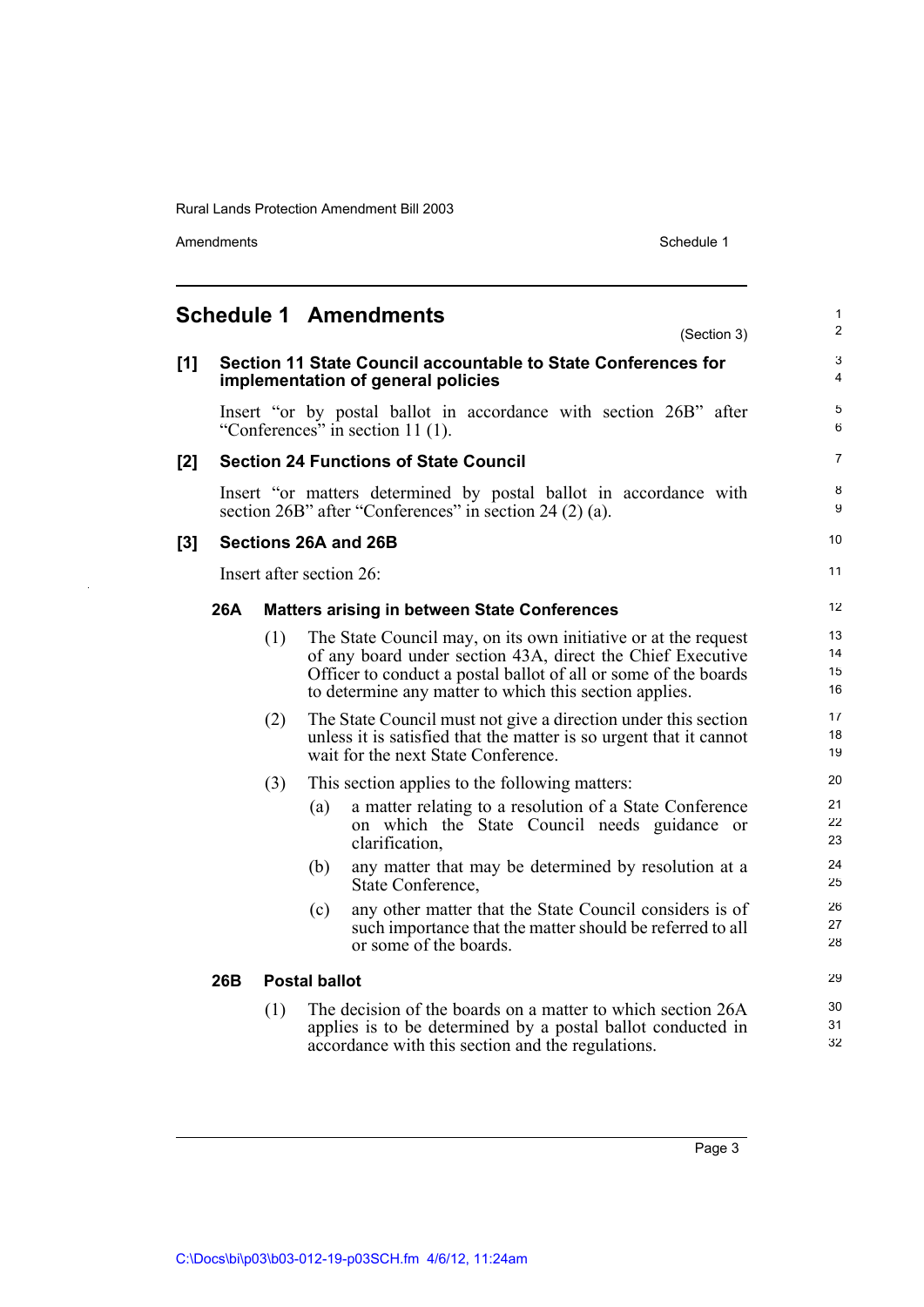# Schedule 1 Amendments

(Section 3)

## [1] Section 11 State Council accountable to State Conferences for implementation of general policies

Insert "or by postal ballot in accordance with section 26B" after "Conferences" in section 11 (1).

## [2] Section 24 Functions of State Council

Insert "or matters determined by postal ballot in accordance with section 26B" after "Conferences" in section 24 (2) (a).

## [3] Sections 26A and 26B

Insert after section 26:

### 26A Matters arising in between State Conferences

(1) The State Council may, on its own initiative or at the request of any board under section 43A, direct the Chief Executive Officer to conduct a postal ballot of all or some of the boards to determine any matter to which this section applies.

(2) The State Council must not give a direction under this section unless it is satisfied that the matter is so urgent that it cannot wait for the next State Conference.

(3) This section applies to the following matters:

- (a) a matter relating to a resolution of a State Conference on which the State Council needs guidance or clarification,
- (b) any matter that may be determined by resolution at a State Conference,
- (c) any other matter that the State Council considers is of such importance that the matter should be referred to all or some of the boards.

### 26B Postal ballot

(1) The decision of the boards on a matter to which section 26A applies is to be determined by a postal ballot conducted in accordance with this section and the regulations.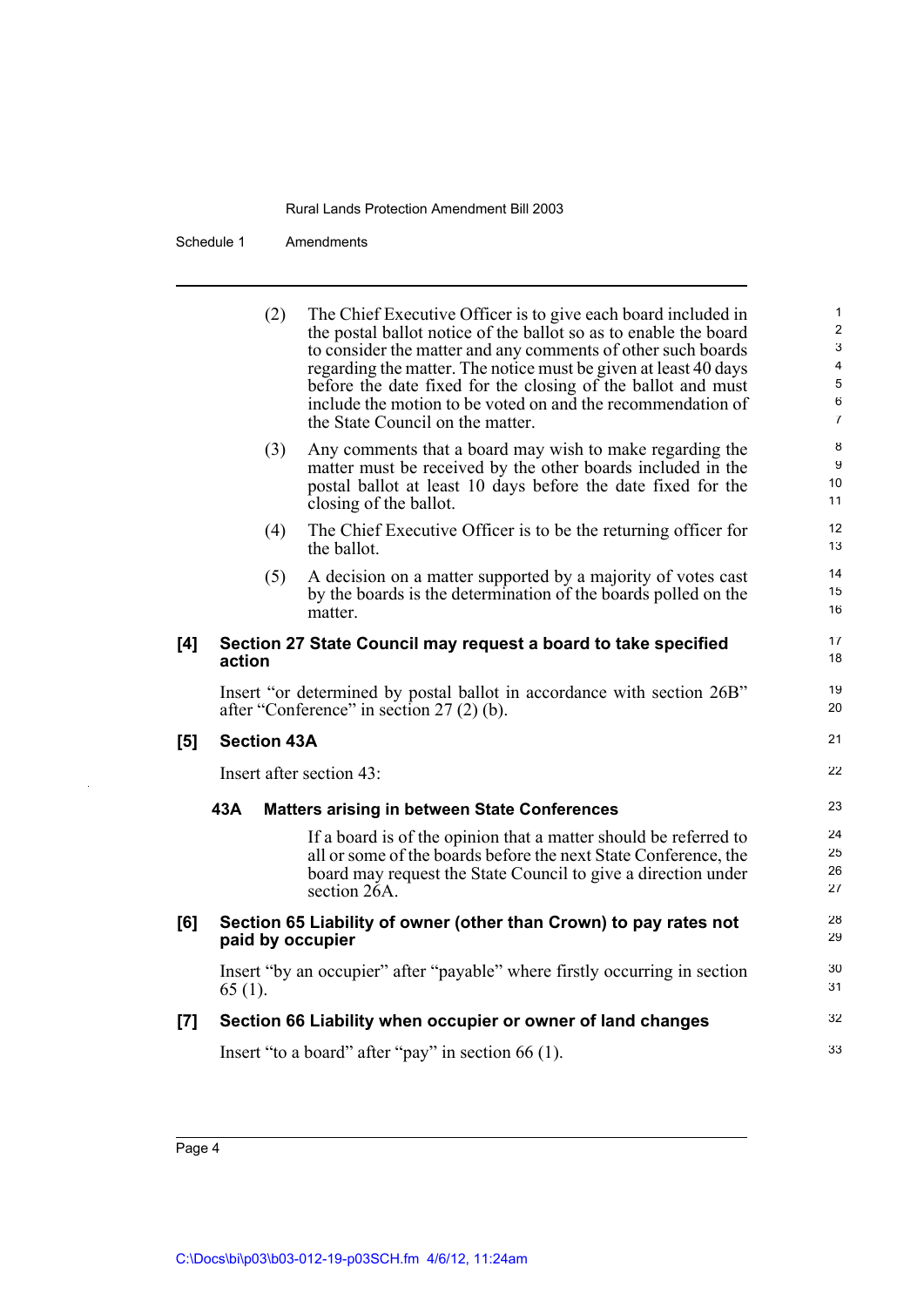(2) The Chief Executive Officer is to give each board included in the postal ballot notice of the ballot so as to enable the board to consider the matter and any comments of other such boards regarding the matter. The notice must be given at least 40 days before the date fixed for the closing of the ballot and must include the motion to be voted on and the recommendation of the State Council on the matter.

(3) Any comments that a board may wish to make regarding the matter must be received by the other boards included in the postal ballot at least 10 days before the date fixed for the closing of the ballot.

(4) The Chief Executive Officer is to be the returning officer for the ballot.

(5) A decision on a matter supported by a majority of votes cast by the boards is the determination of the boards polled on the matter.

### [4] Section 27 State Council may request a board to take specified action

Insert "or determined by postal ballot in accordance with section 26B" after "Conference" in section 27 (2) (b).

### [5] Section 43A

Insert after section 43:

#### 43A Matters arising in between State Conferences

If a board is of the opinion that a matter should be referred to all or some of the boards before the next State Conference, the board may request the State Council to give a direction under section 26A.

### [6] Section 65 Liability of owner (other than Crown) to pay rates not paid by occupier

Insert "by an occupier" after "payable" where firstly occurring in section 65 (1).

### [7] Section 66 Liability when occupier or owner of land changes

Insert "to a board" after "pay" in section 66 (1).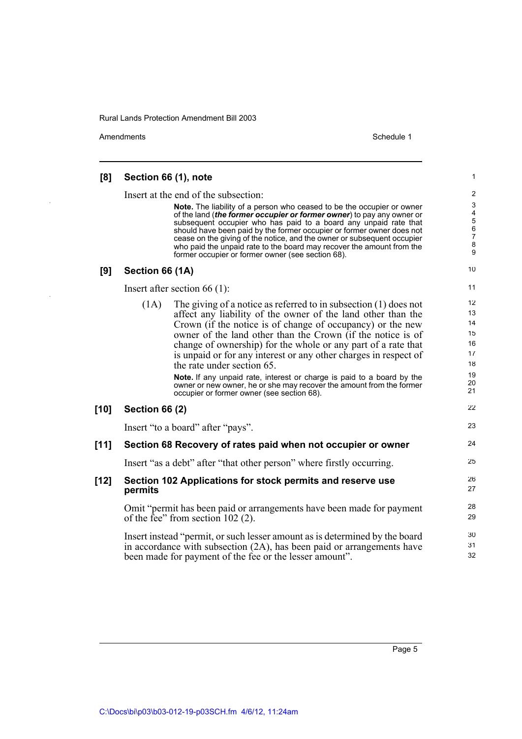### [8] Section 66 (1), note

Insert at the end of the subsection:

> **Note.** The liability of a person who ceased to be the occupier or owner of the land (***the former occupier or former owner***) to pay any owner or subsequent occupier who has paid to a board any unpaid rate that should have been paid by the former occupier or former owner does not cease on the giving of the notice, and the owner or subsequent occupier who paid the unpaid rate to the board may recover the amount from the former occupier or former owner (see section 68).

### [9] Section 66 (1A)

Insert after section 66 (1):

> (1A) The giving of a notice as referred to in subsection (1) does not affect any liability of the owner of the land other than the Crown (if the notice is of change of occupancy) or the new owner of the land other than the Crown (if the notice is of change of ownership) for the whole or any part of a rate that is unpaid or for any interest or any other charges in respect of the rate under section 65.
>
> **Note.** If any unpaid rate, interest or charge is paid to a board by the owner or new owner, he or she may recover the amount from the former occupier or former owner (see section 68).

### [10] Section 66 (2)

Insert "to a board" after "pays".

### [11] Section 68 Recovery of rates paid when not occupier or owner

Insert "as a debt" after "that other person" where firstly occurring.

### [12] Section 102 Applications for stock permits and reserve use permits

Omit "permit has been paid or arrangements have been made for payment of the fee" from section 102 (2).

Insert instead "permit, or such lesser amount as is determined by the board in accordance with subsection (2A), has been paid or arrangements have been made for payment of the fee or the lesser amount".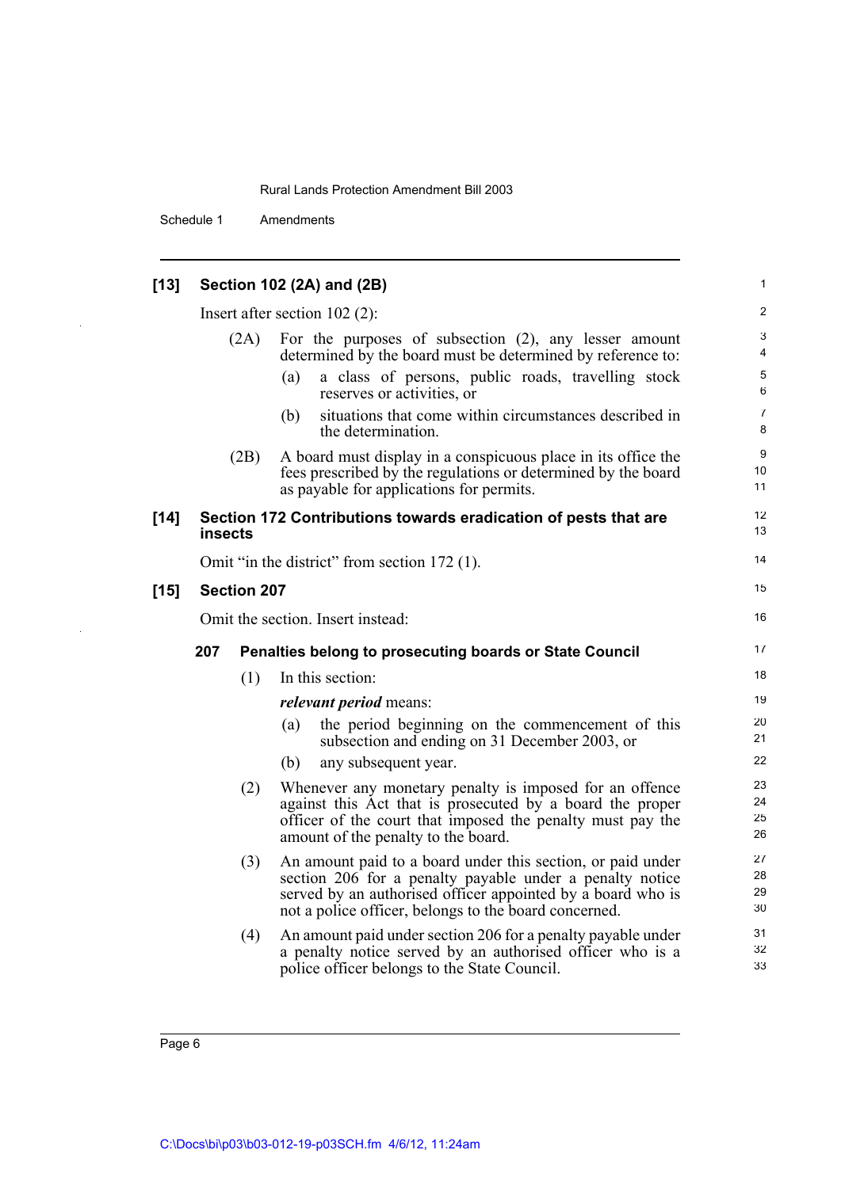## [13] Section 102 (2A) and (2B)

Insert after section 102 (2):

(2A) For the purposes of subsection (2), any lesser amount determined by the board must be determined by reference to:

- (a) a class of persons, public roads, travelling stock reserves or activities, or
- (b) situations that come within circumstances described in the determination.

(2B) A board must display in a conspicuous place in its office the fees prescribed by the regulations or determined by the board as payable for applications for permits.

## [14] Section 172 Contributions towards eradication of pests that are insects

Omit "in the district" from section 172 (1).

## [15] Section 207

Omit the section. Insert instead:

### 207 Penalties belong to prosecuting boards or State Council

(1) In this section:

***relevant period*** means:

- (a) the period beginning on the commencement of this subsection and ending on 31 December 2003, or
- (b) any subsequent year.

(2) Whenever any monetary penalty is imposed for an offence against this Act that is prosecuted by a board the proper officer of the court that imposed the penalty must pay the amount of the penalty to the board.

(3) An amount paid to a board under this section, or paid under section 206 for a penalty payable under a penalty notice served by an authorised officer appointed by a board who is not a police officer, belongs to the board concerned.

(4) An amount paid under section 206 for a penalty payable under a penalty notice served by an authorised officer who is a police officer belongs to the State Council.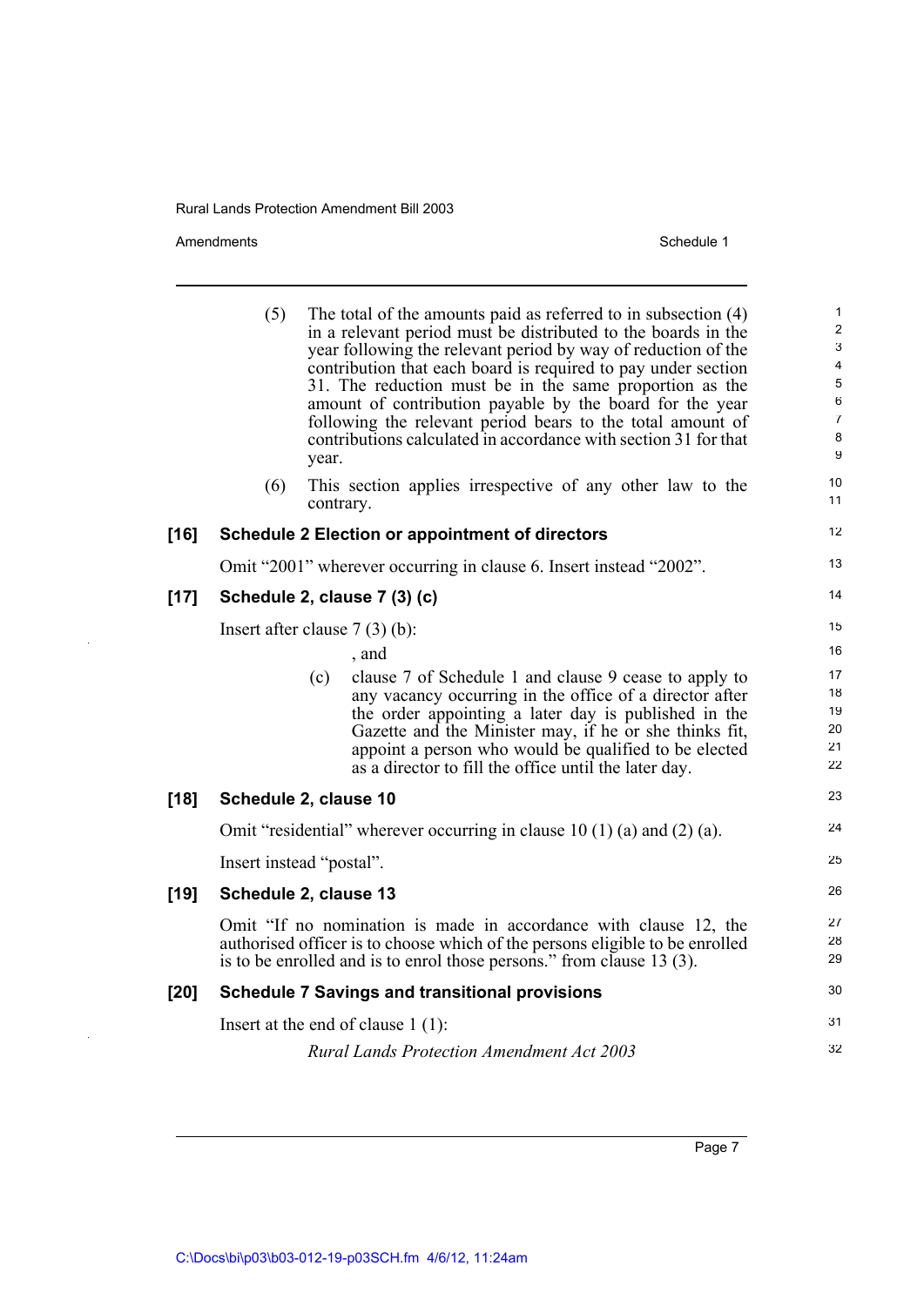(5) The total of the amounts paid as referred to in subsection (4) in a relevant period must be distributed to the boards in the year following the relevant period by way of reduction of the contribution that each board is required to pay under section 31. The reduction must be in the same proportion as the amount of contribution payable by the board for the year following the relevant period bears to the total amount of contributions calculated in accordance with section 31 for that year.

(6) This section applies irrespective of any other law to the contrary.

**[16] Schedule 2 Election or appointment of directors**

Omit "2001" wherever occurring in clause 6. Insert instead "2002".

**[17] Schedule 2, clause 7 (3) (c)**

Insert after clause 7 (3) (b):

, and

(c) clause 7 of Schedule 1 and clause 9 cease to apply to any vacancy occurring in the office of a director after the order appointing a later day is published in the Gazette and the Minister may, if he or she thinks fit, appoint a person who would be qualified to be elected as a director to fill the office until the later day.

**[18] Schedule 2, clause 10**

Omit "residential" wherever occurring in clause 10 (1) (a) and (2) (a).

Insert instead "postal".

**[19] Schedule 2, clause 13**

Omit "If no nomination is made in accordance with clause 12, the authorised officer is to choose which of the persons eligible to be enrolled is to be enrolled and is to enrol those persons." from clause 13 (3).

**[20] Schedule 7 Savings and transitional provisions**

Insert at the end of clause 1 (1):

*Rural Lands Protection Amendment Act 2003*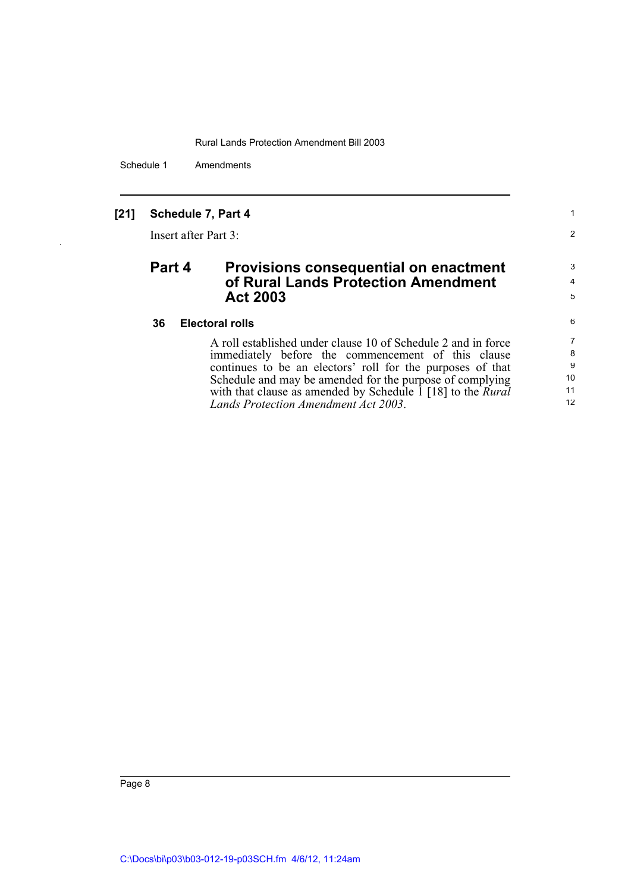**[21] Schedule 7, Part 4**

Insert after Part 3:

## Part 4 Provisions consequential on enactment of Rural Lands Protection Amendment Act 2003

### 36 Electoral rolls

A roll established under clause 10 of Schedule 2 and in force immediately before the commencement of this clause continues to be an electors' roll for the purposes of that Schedule and may be amended for the purpose of complying with that clause as amended by Schedule 1 [18] to the *Rural Lands Protection Amendment Act 2003*.